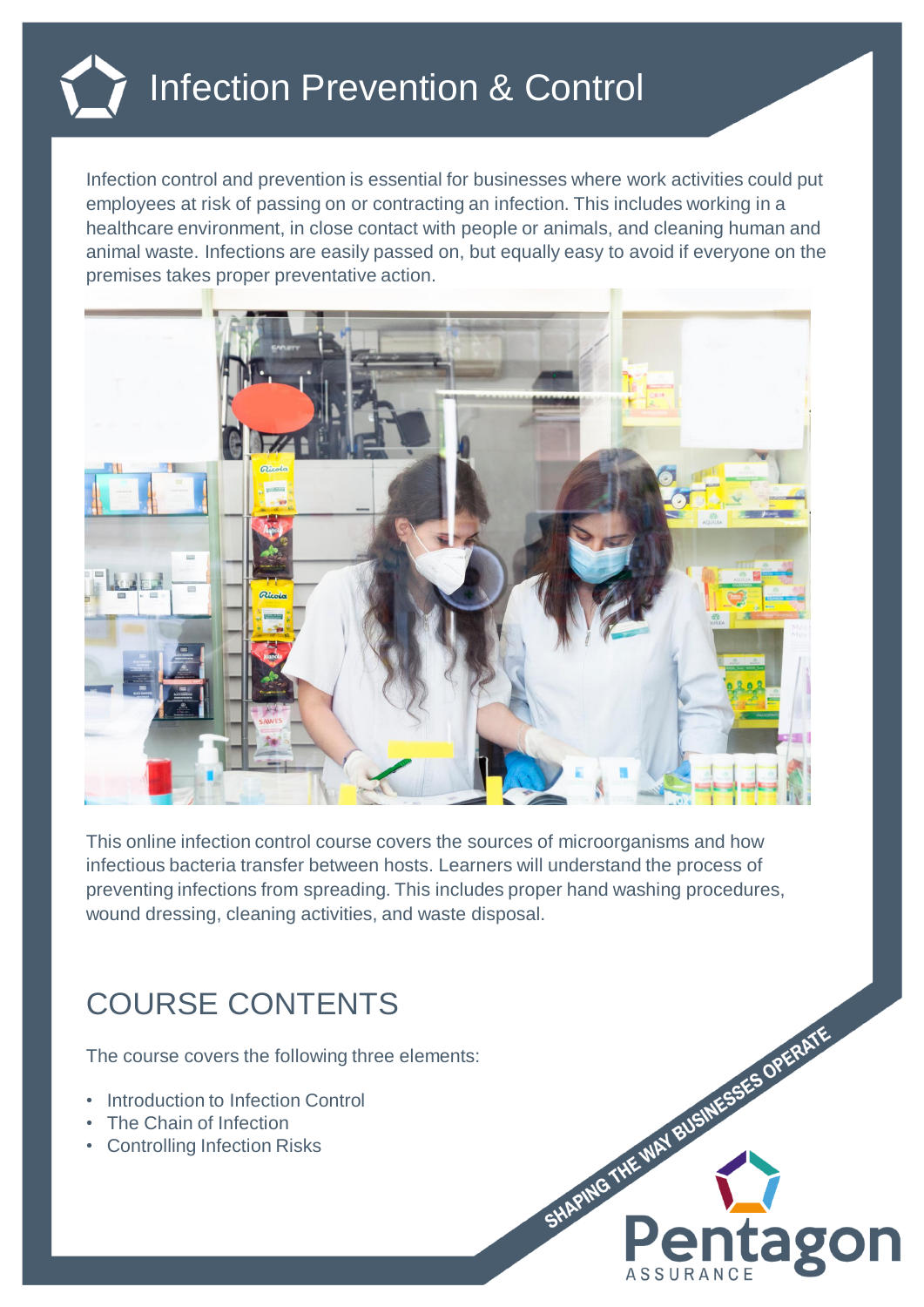# Infection Prevention & Control

Infection control and prevention is essential for businesses where work activities could put employees at risk of passing on or contracting an infection. This includes working in a healthcare environment, in close contact with people or animals, and cleaning human and animal waste. Infections are easily passed on, but equally easy to avoid if everyone on the premises takes proper preventative action.

This online infection control course covers the sources of microorganisms and how infectious bacteria transfer between hosts. Learners will understand the process of preventing infections from spreading. This includes proper hand washing procedures, wound dressing, cleaning activities, and waste disposal.

## COURSE CONTENTS

The course covers the following three elements:

- Introduction to Infection Control
- The Chain of Infection
- Controlling Infection Risks

SHAPING THE WAY BUSINESSES OPERATE

Pentagon ASSURANCE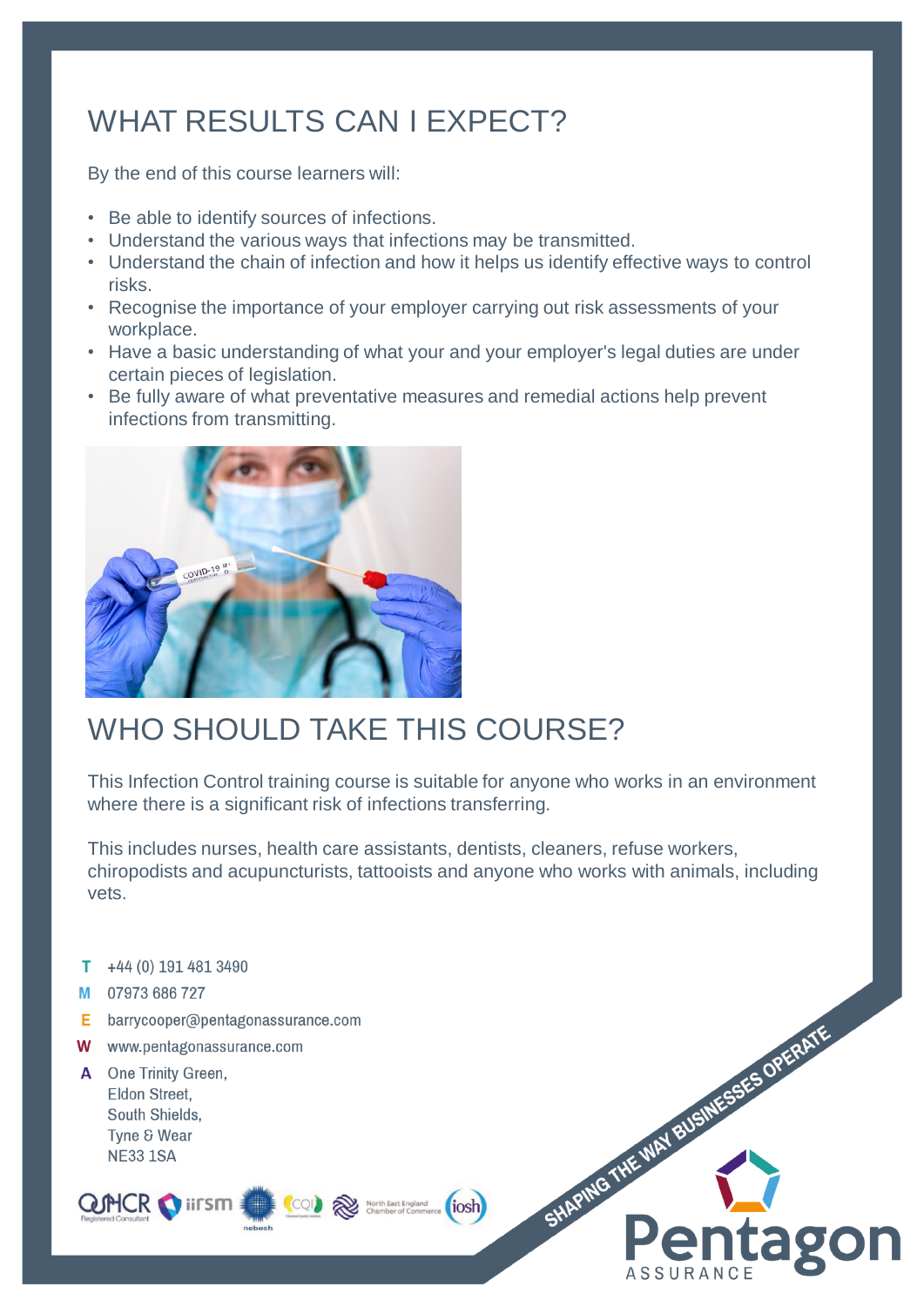# WHAT RESULTS CAN I EXPECT?

By the end of this course learners will:

- Be able to identify sources of infections.
- Understand the various ways that infections may be transmitted.
- Understand the chain of infection and how it helps us identify effective ways to control risks.
- Recognise the importance of your employer carrying out risk assessments of your workplace.
- Have a basic understanding of what your and your employer's legal duties are under certain pieces of legislation.
- Be fully aware of what preventative measures and remedial actions help prevent infections from transmitting.

# WHO SHOULD TAKE THIS COURSE?

This Infection Control training course is suitable for anyone who works in an environment where there is a significant risk of infections transferring.

This includes nurses, health care assistants, dentists, cleaners, refuse workers, chiropodists and acupuncturists, tattooists and anyone who works with animals, including vets.

**T** +44 (0) 191 481 3490
**M** 07973 686 727
**E** barrycooper@pentagonassurance.com
**W** www.pentagonassurance.com
**A** One Trinity Green,
Eldon Street,
South Shields,
Tyne & Wear
NE33 1SA

SHAPING THE WAY BUSINESSES OPERATE

Pentagon ASSURANCE